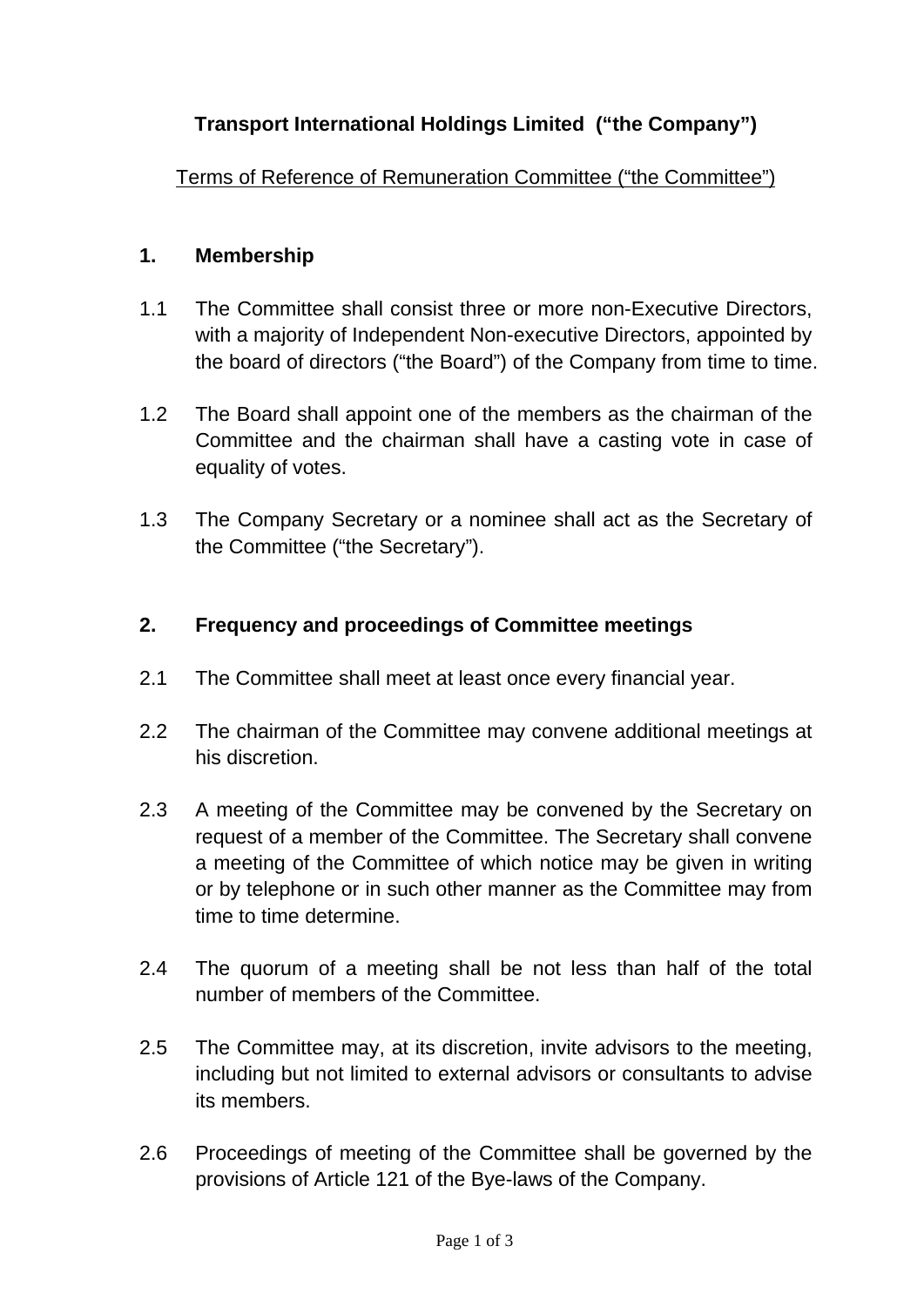# Transport International Holdings Limited ("the Company")

Terms of Reference of Remuneration Committee ("the Committee")

## 1. Membership

1.1 The Committee shall consist three or more non-Executive Directors, with a majority of Independent Non-executive Directors, appointed by the board of directors ("the Board") of the Company from time to time.

1.2 The Board shall appoint one of the members as the chairman of the Committee and the chairman shall have a casting vote in case of equality of votes.

1.3 The Company Secretary or a nominee shall act as the Secretary of the Committee ("the Secretary").

## 2. Frequency and proceedings of Committee meetings

2.1 The Committee shall meet at least once every financial year.

2.2 The chairman of the Committee may convene additional meetings at his discretion.

2.3 A meeting of the Committee may be convened by the Secretary on request of a member of the Committee. The Secretary shall convene a meeting of the Committee of which notice may be given in writing or by telephone or in such other manner as the Committee may from time to time determine.

2.4 The quorum of a meeting shall be not less than half of the total number of members of the Committee.

2.5 The Committee may, at its discretion, invite advisors to the meeting, including but not limited to external advisors or consultants to advise its members.

2.6 Proceedings of meeting of the Committee shall be governed by the provisions of Article 121 of the Bye-laws of the Company.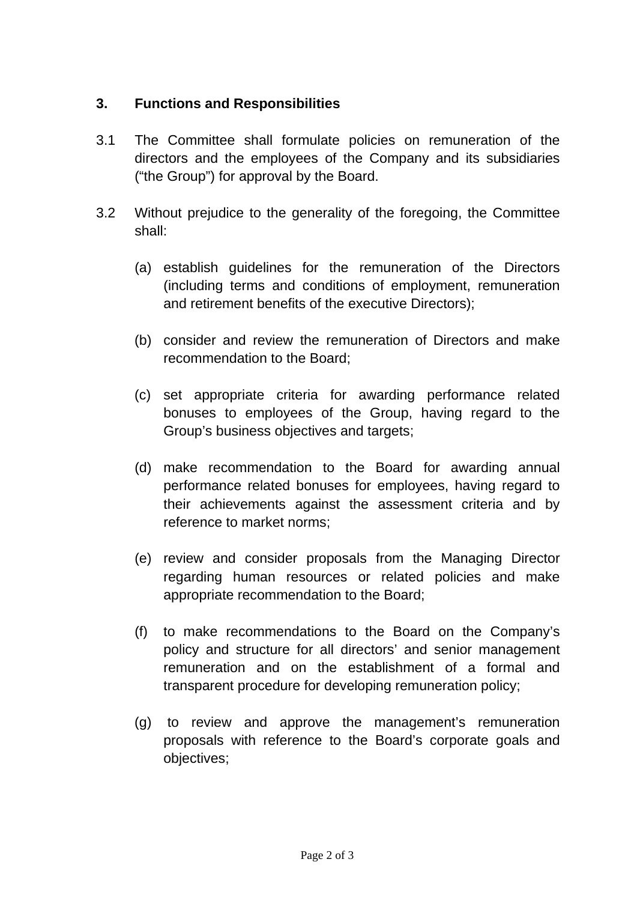## 3. Functions and Responsibilities

3.1 The Committee shall formulate policies on remuneration of the directors and the employees of the Company and its subsidiaries (“the Group”) for approval by the Board.

3.2 Without prejudice to the generality of the foregoing, the Committee shall:

(a) establish guidelines for the remuneration of the Directors (including terms and conditions of employment, remuneration and retirement benefits of the executive Directors);

(b) consider and review the remuneration of Directors and make recommendation to the Board;

(c) set appropriate criteria for awarding performance related bonuses to employees of the Group, having regard to the Group’s business objectives and targets;

(d) make recommendation to the Board for awarding annual performance related bonuses for employees, having regard to their achievements against the assessment criteria and by reference to market norms;

(e) review and consider proposals from the Managing Director regarding human resources or related policies and make appropriate recommendation to the Board;

(f) to make recommendations to the Board on the Company’s policy and structure for all directors’ and senior management remuneration and on the establishment of a formal and transparent procedure for developing remuneration policy;

(g) to review and approve the management’s remuneration proposals with reference to the Board’s corporate goals and objectives;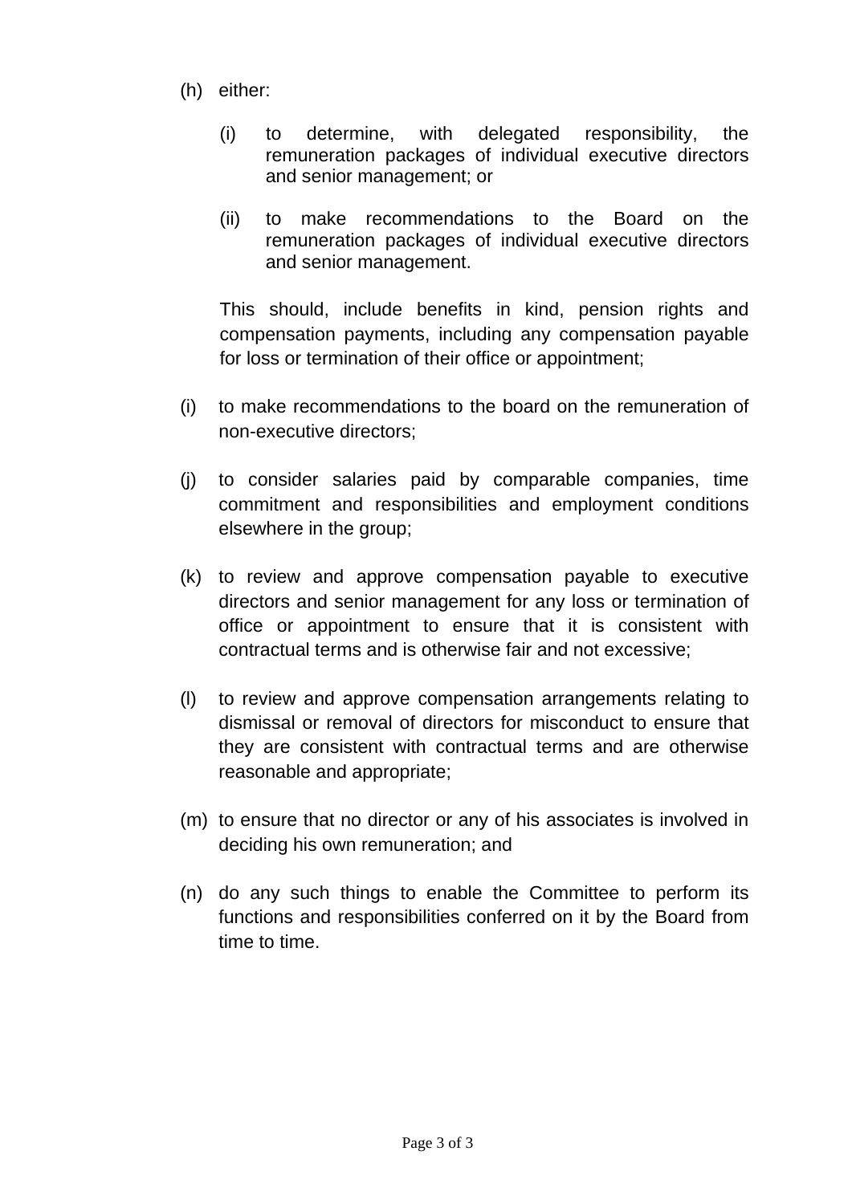(h) either:

   (i) to determine, with delegated responsibility, the remuneration packages of individual executive directors and senior management; or

   (ii) to make recommendations to the Board on the remuneration packages of individual executive directors and senior management.

   This should, include benefits in kind, pension rights and compensation payments, including any compensation payable for loss or termination of their office or appointment;

(i) to make recommendations to the board on the remuneration of non-executive directors;

(j) to consider salaries paid by comparable companies, time commitment and responsibilities and employment conditions elsewhere in the group;

(k) to review and approve compensation payable to executive directors and senior management for any loss or termination of office or appointment to ensure that it is consistent with contractual terms and is otherwise fair and not excessive;

(l) to review and approve compensation arrangements relating to dismissal or removal of directors for misconduct to ensure that they are consistent with contractual terms and are otherwise reasonable and appropriate;

(m) to ensure that no director or any of his associates is involved in deciding his own remuneration; and

(n) do any such things to enable the Committee to perform its functions and responsibilities conferred on it by the Board from time to time.